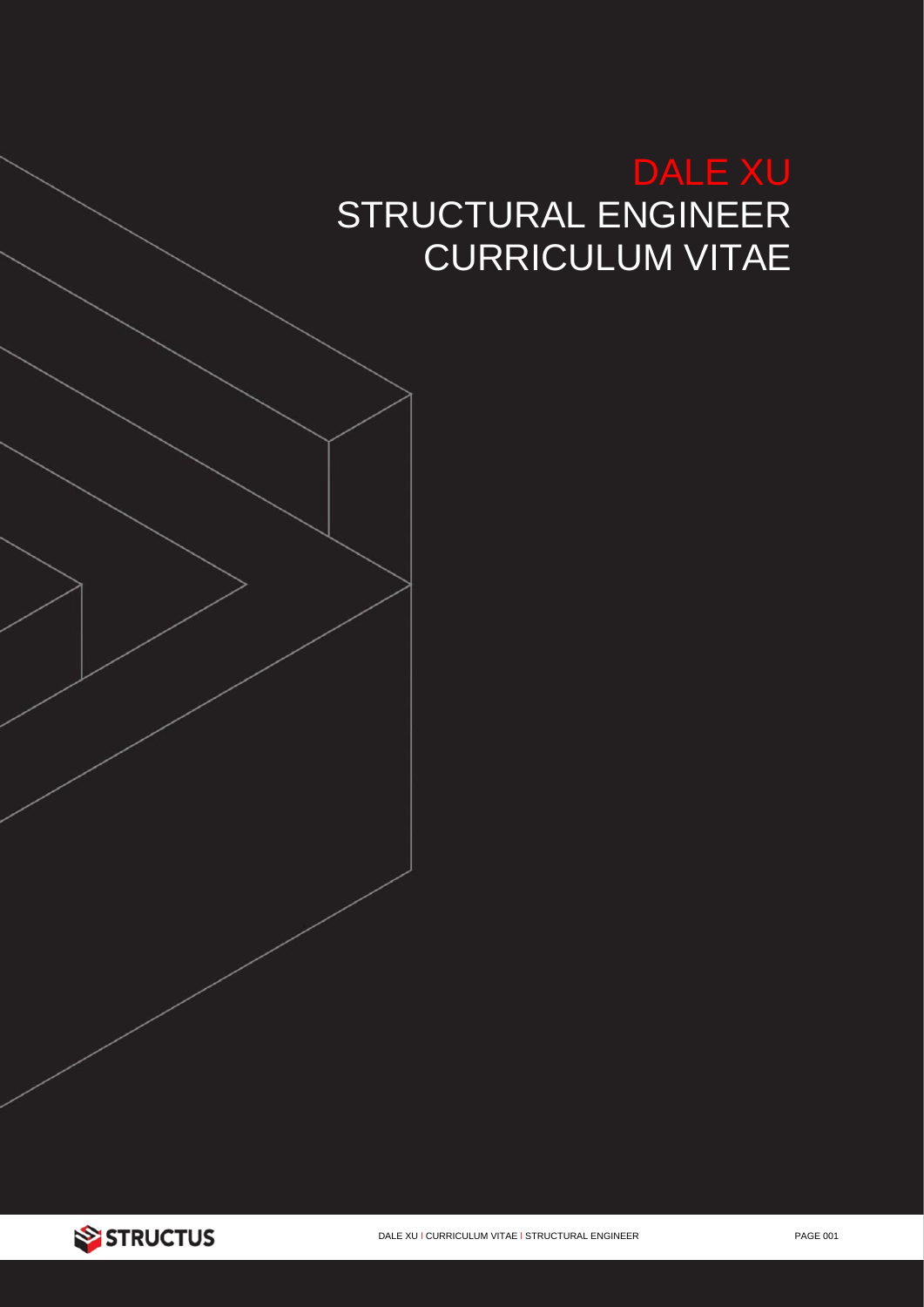# DALE XU
## STRUCTURAL ENGINEER
## CURRICULUM VITAE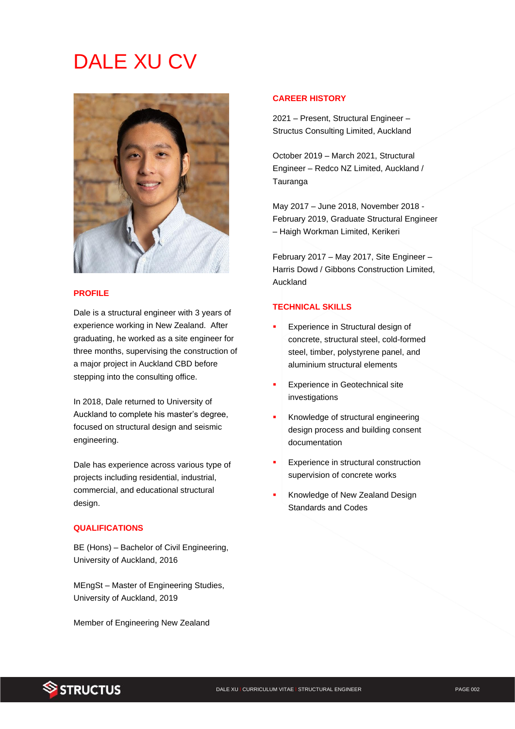# DALE XU CV

## PROFILE

Dale is a structural engineer with 3 years of experience working in New Zealand. After graduating, he worked as a site engineer for three months, supervising the construction of a major project in Auckland CBD before stepping into the consulting office.

In 2018, Dale returned to University of Auckland to complete his master's degree, focused on structural design and seismic engineering.

Dale has experience across various type of projects including residential, industrial, commercial, and educational structural design.

## QUALIFICATIONS

BE (Hons) – Bachelor of Civil Engineering, University of Auckland, 2016

MEngSt – Master of Engineering Studies, University of Auckland, 2019

Member of Engineering New Zealand

## CAREER HISTORY

2021 – Present, Structural Engineer – Structus Consulting Limited, Auckland

October 2019 – March 2021, Structural Engineer – Redco NZ Limited, Auckland / Tauranga

May 2017 – June 2018, November 2018 - February 2019, Graduate Structural Engineer – Haigh Workman Limited, Kerikeri

February 2017 – May 2017, Site Engineer – Harris Dowd / Gibbons Construction Limited, Auckland

## TECHNICAL SKILLS

- Experience in Structural design of concrete, structural steel, cold-formed steel, timber, polystyrene panel, and aluminium structural elements
- Experience in Geotechnical site investigations
- Knowledge of structural engineering design process and building consent documentation
- Experience in structural construction supervision of concrete works
- Knowledge of New Zealand Design Standards and Codes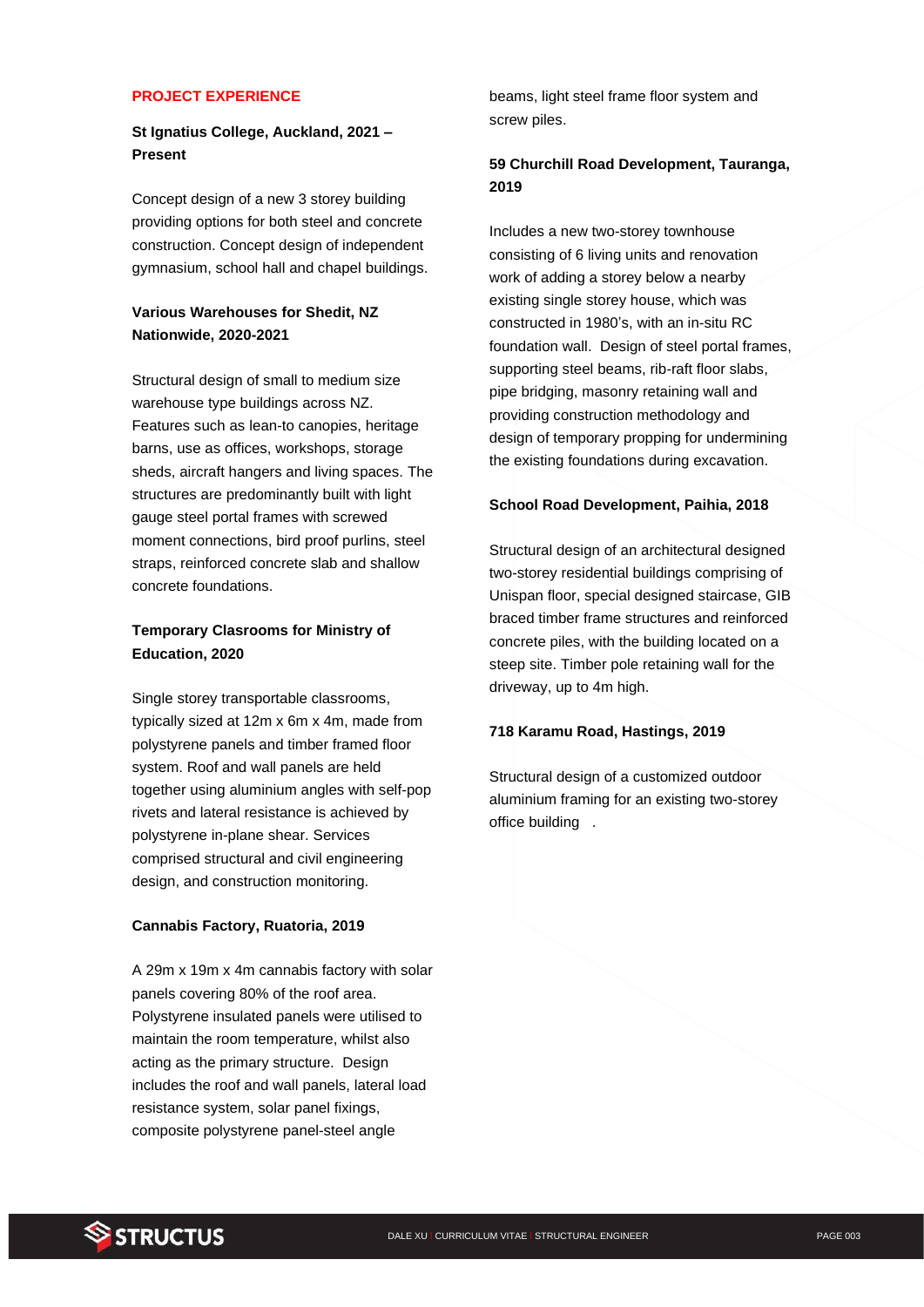## PROJECT EXPERIENCE

**St Ignatius College, Auckland, 2021 – Present**

Concept design of a new 3 storey building providing options for both steel and concrete construction. Concept design of independent gymnasium, school hall and chapel buildings.

**Various Warehouses for Shedit, NZ Nationwide, 2020-2021**

Structural design of small to medium size warehouse type buildings across NZ. Features such as lean-to canopies, heritage barns, use as offices, workshops, storage sheds, aircraft hangers and living spaces. The structures are predominantly built with light gauge steel portal frames with screwed moment connections, bird proof purlins, steel straps, reinforced concrete slab and shallow concrete foundations.

**Temporary Clasrooms for Ministry of Education, 2020**

Single storey transportable classrooms, typically sized at 12m x 6m x 4m, made from polystyrene panels and timber framed floor system. Roof and wall panels are held together using aluminium angles with self-pop rivets and lateral resistance is achieved by polystyrene in-plane shear. Services comprised structural and civil engineering design, and construction monitoring.

**Cannabis Factory, Ruatoria, 2019**

A 29m x 19m x 4m cannabis factory with solar panels covering 80% of the roof area. Polystyrene insulated panels were utilised to maintain the room temperature, whilst also acting as the primary structure. Design includes the roof and wall panels, lateral load resistance system, solar panel fixings, composite polystyrene panel-steel angle beams, light steel frame floor system and screw piles.

**59 Churchill Road Development, Tauranga, 2019**

Includes a new two-storey townhouse consisting of 6 living units and renovation work of adding a storey below a nearby existing single storey house, which was constructed in 1980's, with an in-situ RC foundation wall. Design of steel portal frames, supporting steel beams, rib-raft floor slabs, pipe bridging, masonry retaining wall and providing construction methodology and design of temporary propping for undermining the existing foundations during excavation.

**School Road Development, Paihia, 2018**

Structural design of an architectural designed two-storey residential buildings comprising of Unispan floor, special designed staircase, GIB braced timber frame structures and reinforced concrete piles, with the building located on a steep site. Timber pole retaining wall for the driveway, up to 4m high.

**718 Karamu Road, Hastings, 2019**

Structural design of a customized outdoor aluminium framing for an existing two-storey office building .